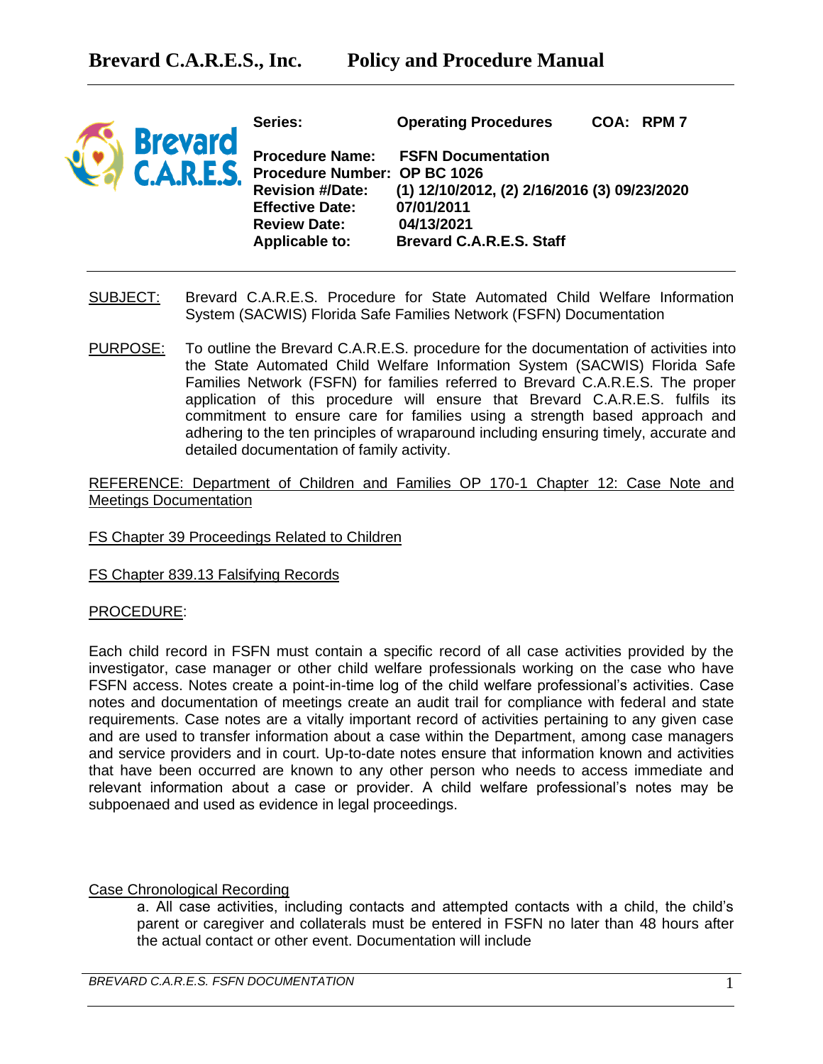# Brevard C.A.R.E.S., Inc. Policy and Procedure Manual

**Series:** **Operating Procedures** **COA: RPM 7**

**Procedure Name:** **FSFN Documentation**
**Procedure Number:** **OP BC 1026**
**Revision #/Date:** **(1) 12/10/2012, (2) 2/16/2016 (3) 09/23/2020**
**Effective Date:** **07/01/2011**
**Review Date:** **04/13/2021**
**Applicable to:** **Brevard C.A.R.E.S. Staff**

<u>SUBJECT:</u> Brevard C.A.R.E.S. Procedure for State Automated Child Welfare Information System (SACWIS) Florida Safe Families Network (FSFN) Documentation

<u>PURPOSE:</u> To outline the Brevard C.A.R.E.S. procedure for the documentation of activities into the State Automated Child Welfare Information System (SACWIS) Florida Safe Families Network (FSFN) for families referred to Brevard C.A.R.E.S. The proper application of this procedure will ensure that Brevard C.A.R.E.S. fulfils its commitment to ensure care for families using a strength based approach and adhering to the ten principles of wraparound including ensuring timely, accurate and detailed documentation of family activity.

<u>REFERENCE: Department of Children and Families OP 170-1 Chapter 12: Case Note and Meetings Documentation</u>

<u>FS Chapter 39 Proceedings Related to Children</u>

<u>FS Chapter 839.13 Falsifying Records</u>

<u>PROCEDURE</u>:

Each child record in FSFN must contain a specific record of all case activities provided by the investigator, case manager or other child welfare professionals working on the case who have FSFN access. Notes create a point-in-time log of the child welfare professional's activities. Case notes and documentation of meetings create an audit trail for compliance with federal and state requirements. Case notes are a vitally important record of activities pertaining to any given case and are used to transfer information about a case within the Department, among case managers and service providers and in court. Up-to-date notes ensure that information known and activities that have been occurred are known to any other person who needs to access immediate and relevant information about a case or provider. A child welfare professional's notes may be subpoenaed and used as evidence in legal proceedings.

<u>Case Chronological Recording</u>

a. All case activities, including contacts and attempted contacts with a child, the child's parent or caregiver and collaterals must be entered in FSFN no later than 48 hours after the actual contact or other event. Documentation will include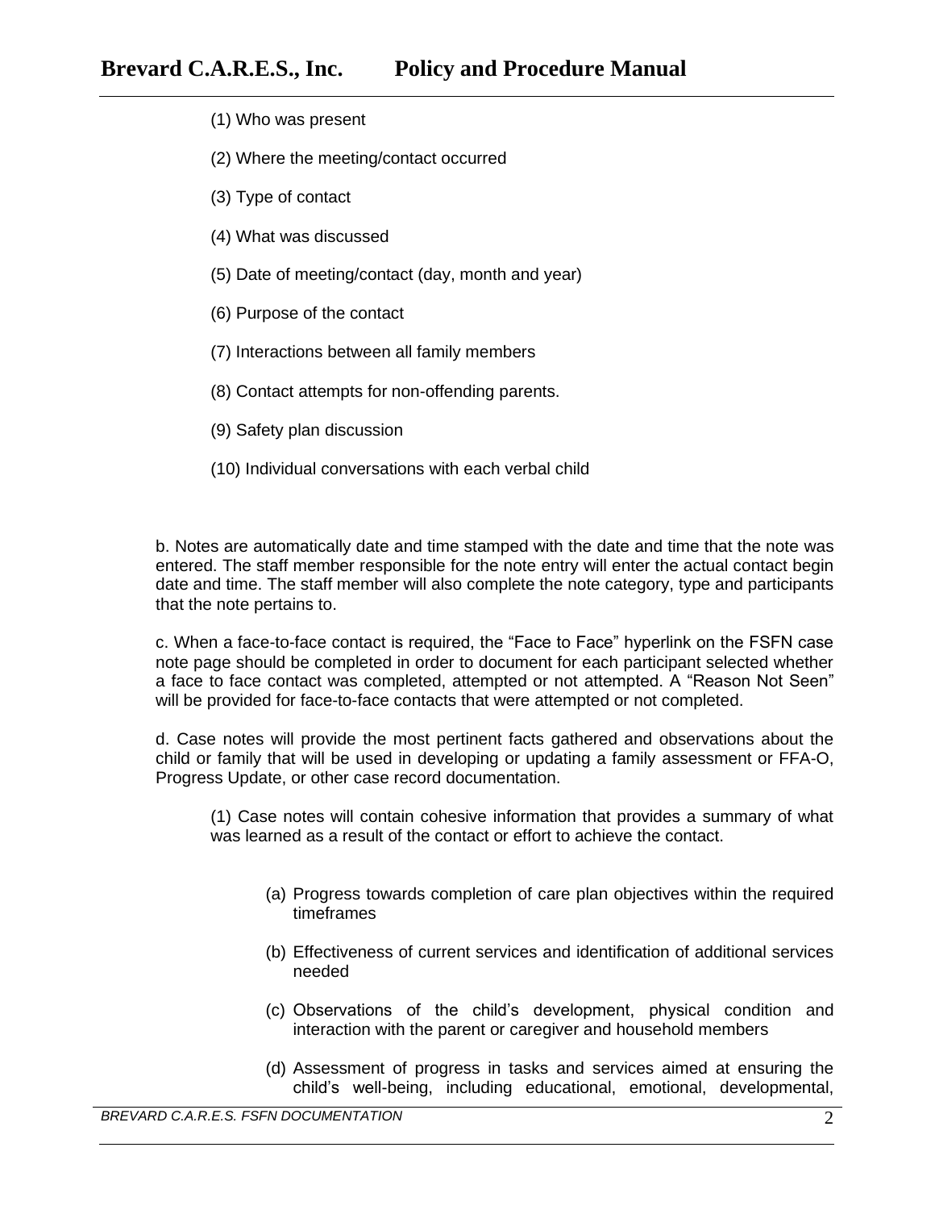(1) Who was present

(2) Where the meeting/contact occurred

(3) Type of contact

(4) What was discussed

(5) Date of meeting/contact (day, month and year)

(6) Purpose of the contact

(7) Interactions between all family members

(8) Contact attempts for non-offending parents.

(9) Safety plan discussion

(10) Individual conversations with each verbal child

b. Notes are automatically date and time stamped with the date and time that the note was entered. The staff member responsible for the note entry will enter the actual contact begin date and time. The staff member will also complete the note category, type and participants that the note pertains to.

c. When a face-to-face contact is required, the "Face to Face" hyperlink on the FSFN case note page should be completed in order to document for each participant selected whether a face to face contact was completed, attempted or not attempted. A "Reason Not Seen" will be provided for face-to-face contacts that were attempted or not completed.

d. Case notes will provide the most pertinent facts gathered and observations about the child or family that will be used in developing or updating a family assessment or FFA-O, Progress Update, or other case record documentation.

(1) Case notes will contain cohesive information that provides a summary of what was learned as a result of the contact or effort to achieve the contact.

(a) Progress towards completion of care plan objectives within the required timeframes

(b) Effectiveness of current services and identification of additional services needed

(c) Observations of the child's development, physical condition and interaction with the parent or caregiver and household members

(d) Assessment of progress in tasks and services aimed at ensuring the child's well-being, including educational, emotional, developmental,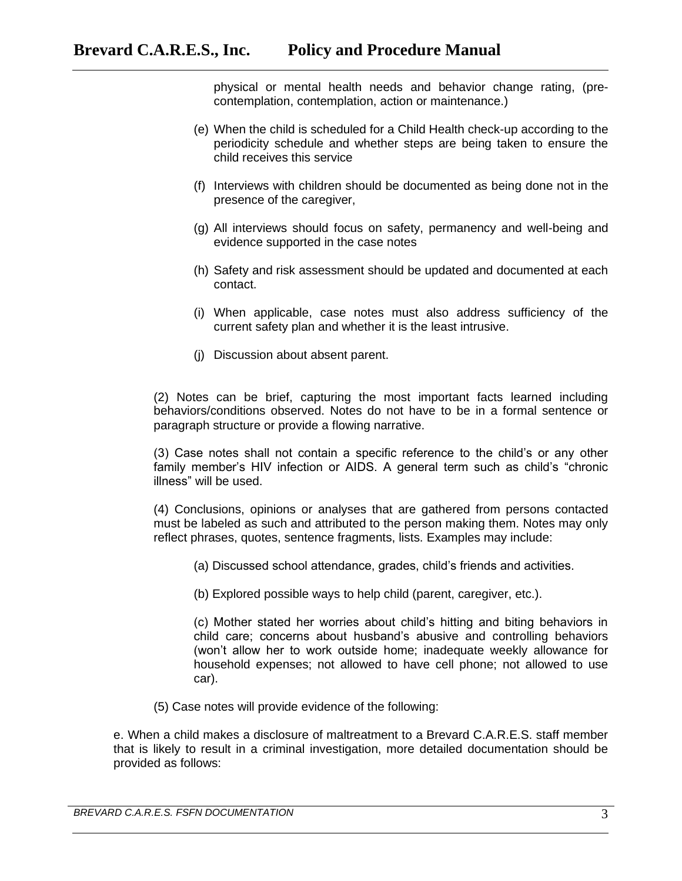physical or mental health needs and behavior change rating, (pre-contemplation, contemplation, action or maintenance.)

(e) When the child is scheduled for a Child Health check-up according to the periodicity schedule and whether steps are being taken to ensure the child receives this service

(f) Interviews with children should be documented as being done not in the presence of the caregiver,

(g) All interviews should focus on safety, permanency and well-being and evidence supported in the case notes

(h) Safety and risk assessment should be updated and documented at each contact.

(i) When applicable, case notes must also address sufficiency of the current safety plan and whether it is the least intrusive.

(j) Discussion about absent parent.

(2) Notes can be brief, capturing the most important facts learned including behaviors/conditions observed. Notes do not have to be in a formal sentence or paragraph structure or provide a flowing narrative.

(3) Case notes shall not contain a specific reference to the child's or any other family member's HIV infection or AIDS. A general term such as child's "chronic illness" will be used.

(4) Conclusions, opinions or analyses that are gathered from persons contacted must be labeled as such and attributed to the person making them. Notes may only reflect phrases, quotes, sentence fragments, lists. Examples may include:

(a) Discussed school attendance, grades, child's friends and activities.

(b) Explored possible ways to help child (parent, caregiver, etc.).

(c) Mother stated her worries about child's hitting and biting behaviors in child care; concerns about husband's abusive and controlling behaviors (won't allow her to work outside home; inadequate weekly allowance for household expenses; not allowed to have cell phone; not allowed to use car).

(5) Case notes will provide evidence of the following:

e. When a child makes a disclosure of maltreatment to a Brevard C.A.R.E.S. staff member that is likely to result in a criminal investigation, more detailed documentation should be provided as follows: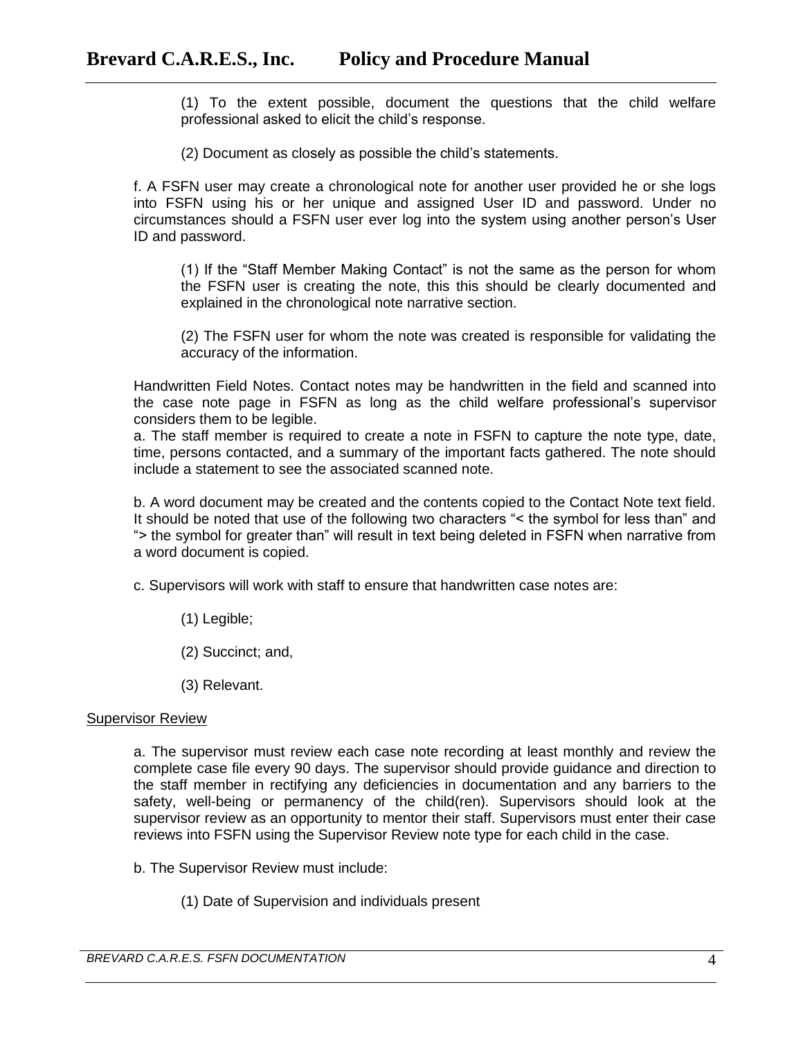(1) To the extent possible, document the questions that the child welfare professional asked to elicit the child's response.

(2) Document as closely as possible the child's statements.

f. A FSFN user may create a chronological note for another user provided he or she logs into FSFN using his or her unique and assigned User ID and password. Under no circumstances should a FSFN user ever log into the system using another person's User ID and password.

(1) If the "Staff Member Making Contact" is not the same as the person for whom the FSFN user is creating the note, this this should be clearly documented and explained in the chronological note narrative section.

(2) The FSFN user for whom the note was created is responsible for validating the accuracy of the information.

Handwritten Field Notes. Contact notes may be handwritten in the field and scanned into the case note page in FSFN as long as the child welfare professional's supervisor considers them to be legible.

a. The staff member is required to create a note in FSFN to capture the note type, date, time, persons contacted, and a summary of the important facts gathered. The note should include a statement to see the associated scanned note.

b. A word document may be created and the contents copied to the Contact Note text field. It should be noted that use of the following two characters "< the symbol for less than" and "> the symbol for greater than" will result in text being deleted in FSFN when narrative from a word document is copied.

c. Supervisors will work with staff to ensure that handwritten case notes are:

(1) Legible;

(2) Succinct; and,

(3) Relevant.

<u>Supervisor Review</u>

a. The supervisor must review each case note recording at least monthly and review the complete case file every 90 days. The supervisor should provide guidance and direction to the staff member in rectifying any deficiencies in documentation and any barriers to the safety, well-being or permanency of the child(ren). Supervisors should look at the supervisor review as an opportunity to mentor their staff. Supervisors must enter their case reviews into FSFN using the Supervisor Review note type for each child in the case.

b. The Supervisor Review must include:

(1) Date of Supervision and individuals present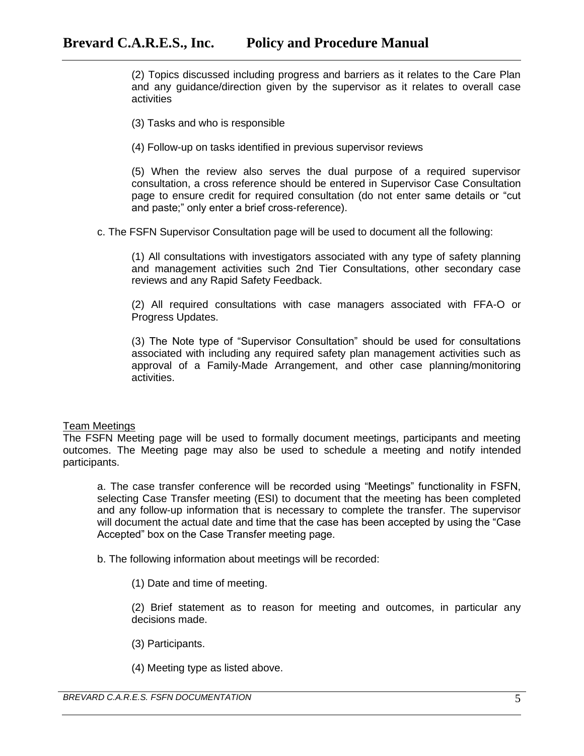(2) Topics discussed including progress and barriers as it relates to the Care Plan and any guidance/direction given by the supervisor as it relates to overall case activities

(3) Tasks and who is responsible

(4) Follow-up on tasks identified in previous supervisor reviews

(5) When the review also serves the dual purpose of a required supervisor consultation, a cross reference should be entered in Supervisor Case Consultation page to ensure credit for required consultation (do not enter same details or "cut and paste;" only enter a brief cross-reference).

c. The FSFN Supervisor Consultation page will be used to document all the following:

(1) All consultations with investigators associated with any type of safety planning and management activities such 2nd Tier Consultations, other secondary case reviews and any Rapid Safety Feedback.

(2) All required consultations with case managers associated with FFA-O or Progress Updates.

(3) The Note type of "Supervisor Consultation" should be used for consultations associated with including any required safety plan management activities such as approval of a Family-Made Arrangement, and other case planning/monitoring activities.

<u>Team Meetings</u>

The FSFN Meeting page will be used to formally document meetings, participants and meeting outcomes. The Meeting page may also be used to schedule a meeting and notify intended participants.

a. The case transfer conference will be recorded using "Meetings" functionality in FSFN, selecting Case Transfer meeting (ESI) to document that the meeting has been completed and any follow-up information that is necessary to complete the transfer. The supervisor will document the actual date and time that the case has been accepted by using the "Case Accepted" box on the Case Transfer meeting page.

b. The following information about meetings will be recorded:

(1) Date and time of meeting.

(2) Brief statement as to reason for meeting and outcomes, in particular any decisions made.

(3) Participants.

(4) Meeting type as listed above.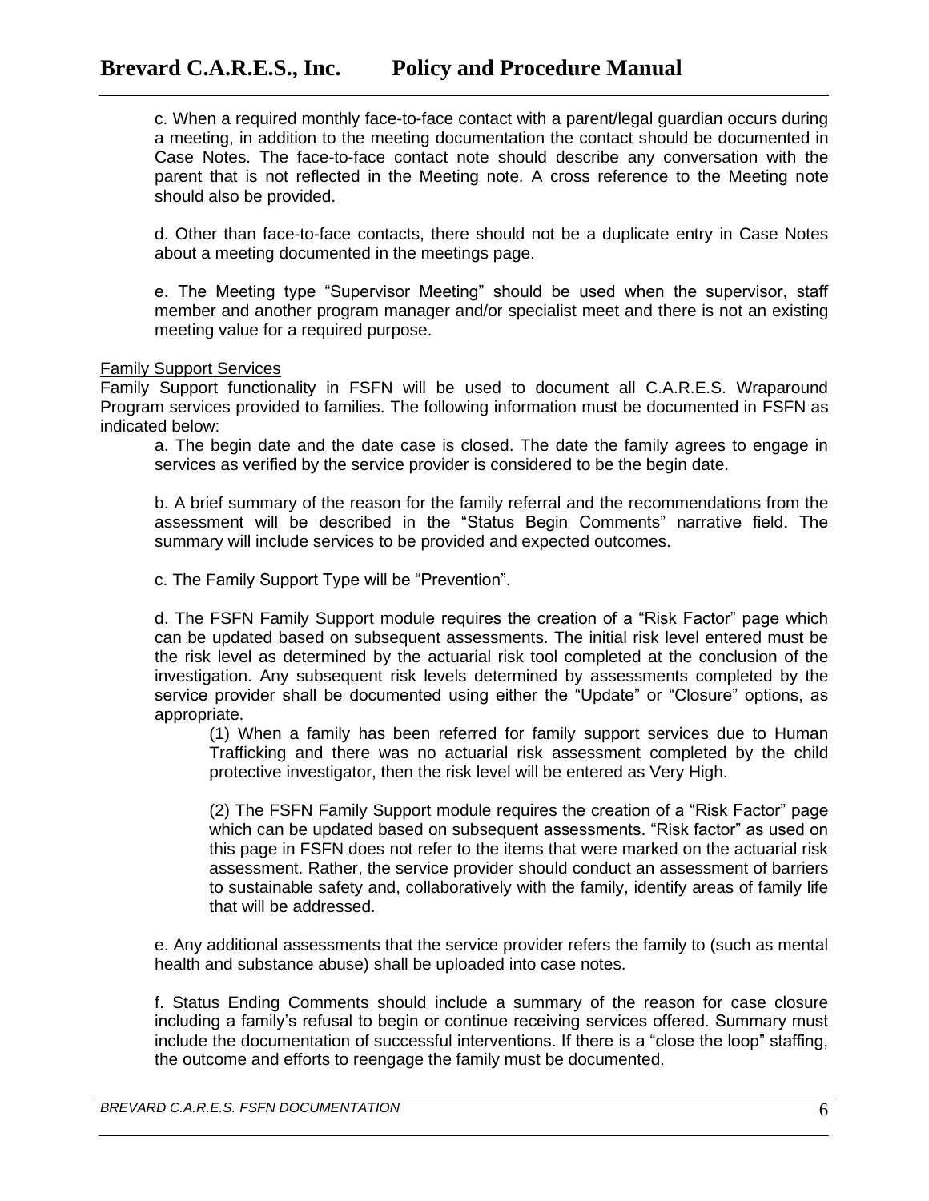c. When a required monthly face-to-face contact with a parent/legal guardian occurs during a meeting, in addition to the meeting documentation the contact should be documented in Case Notes. The face-to-face contact note should describe any conversation with the parent that is not reflected in the Meeting note. A cross reference to the Meeting note should also be provided.

d. Other than face-to-face contacts, there should not be a duplicate entry in Case Notes about a meeting documented in the meetings page.

e. The Meeting type "Supervisor Meeting" should be used when the supervisor, staff member and another program manager and/or specialist meet and there is not an existing meeting value for a required purpose.

<u>Family Support Services</u>

Family Support functionality in FSFN will be used to document all C.A.R.E.S. Wraparound Program services provided to families. The following information must be documented in FSFN as indicated below:

a. The begin date and the date case is closed. The date the family agrees to engage in services as verified by the service provider is considered to be the begin date.

b. A brief summary of the reason for the family referral and the recommendations from the assessment will be described in the "Status Begin Comments" narrative field. The summary will include services to be provided and expected outcomes.

c. The Family Support Type will be "Prevention".

d. The FSFN Family Support module requires the creation of a "Risk Factor" page which can be updated based on subsequent assessments. The initial risk level entered must be the risk level as determined by the actuarial risk tool completed at the conclusion of the investigation. Any subsequent risk levels determined by assessments completed by the service provider shall be documented using either the "Update" or "Closure" options, as appropriate.

(1) When a family has been referred for family support services due to Human Trafficking and there was no actuarial risk assessment completed by the child protective investigator, then the risk level will be entered as Very High.

(2) The FSFN Family Support module requires the creation of a "Risk Factor" page which can be updated based on subsequent assessments. "Risk factor" as used on this page in FSFN does not refer to the items that were marked on the actuarial risk assessment. Rather, the service provider should conduct an assessment of barriers to sustainable safety and, collaboratively with the family, identify areas of family life that will be addressed.

e. Any additional assessments that the service provider refers the family to (such as mental health and substance abuse) shall be uploaded into case notes.

f. Status Ending Comments should include a summary of the reason for case closure including a family's refusal to begin or continue receiving services offered. Summary must include the documentation of successful interventions. If there is a "close the loop" staffing, the outcome and efforts to reengage the family must be documented.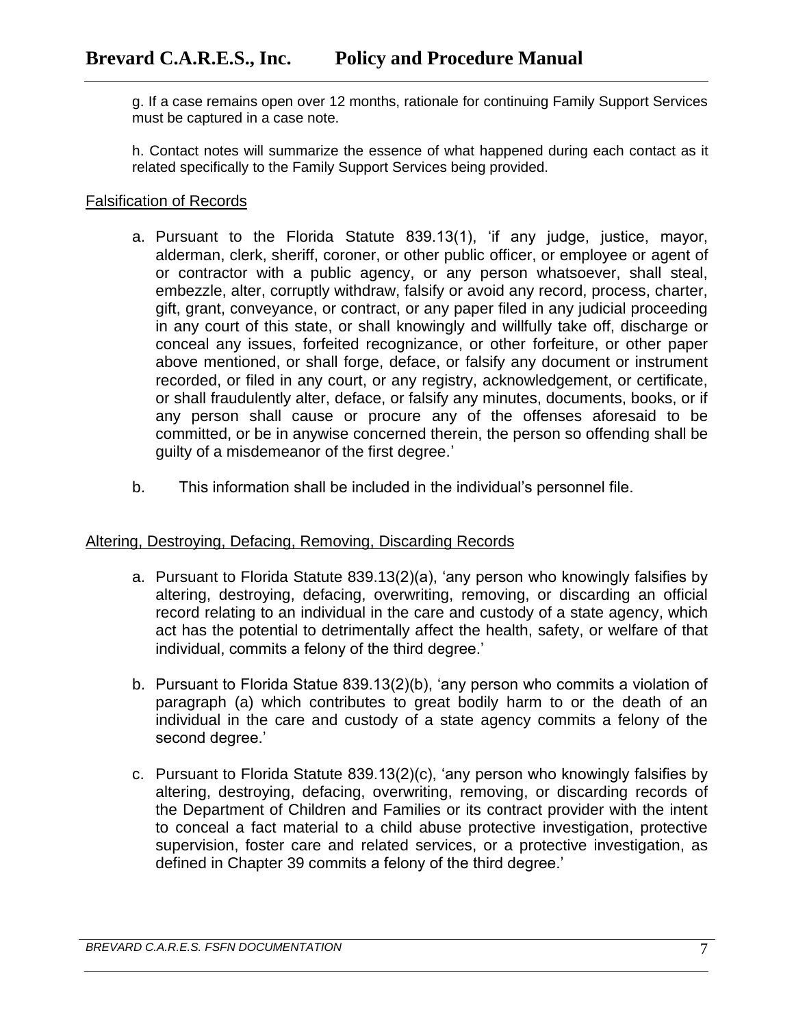g. If a case remains open over 12 months, rationale for continuing Family Support Services must be captured in a case note.

h. Contact notes will summarize the essence of what happened during each contact as it related specifically to the Family Support Services being provided.

## Falsification of Records

a. Pursuant to the Florida Statute 839.13(1), 'if any judge, justice, mayor, alderman, clerk, sheriff, coroner, or other public officer, or employee or agent of or contractor with a public agency, or any person whatsoever, shall steal, embezzle, alter, corruptly withdraw, falsify or avoid any record, process, charter, gift, grant, conveyance, or contract, or any paper filed in any judicial proceeding in any court of this state, or shall knowingly and willfully take off, discharge or conceal any issues, forfeited recognizance, or other forfeiture, or other paper above mentioned, or shall forge, deface, or falsify any document or instrument recorded, or filed in any court, or any registry, acknowledgement, or certificate, or shall fraudulently alter, deface, or falsify any minutes, documents, books, or if any person shall cause or procure any of the offenses aforesaid to be committed, or be in anywise concerned therein, the person so offending shall be guilty of a misdemeanor of the first degree.'

b. This information shall be included in the individual's personnel file.

## Altering, Destroying, Defacing, Removing, Discarding Records

a. Pursuant to Florida Statute 839.13(2)(a), 'any person who knowingly falsifies by altering, destroying, defacing, overwriting, removing, or discarding an official record relating to an individual in the care and custody of a state agency, which act has the potential to detrimentally affect the health, safety, or welfare of that individual, commits a felony of the third degree.'

b. Pursuant to Florida Statue 839.13(2)(b), 'any person who commits a violation of paragraph (a) which contributes to great bodily harm to or the death of an individual in the care and custody of a state agency commits a felony of the second degree.'

c. Pursuant to Florida Statute 839.13(2)(c), 'any person who knowingly falsifies by altering, destroying, defacing, overwriting, removing, or discarding records of the Department of Children and Families or its contract provider with the intent to conceal a fact material to a child abuse protective investigation, protective supervision, foster care and related services, or a protective investigation, as defined in Chapter 39 commits a felony of the third degree.'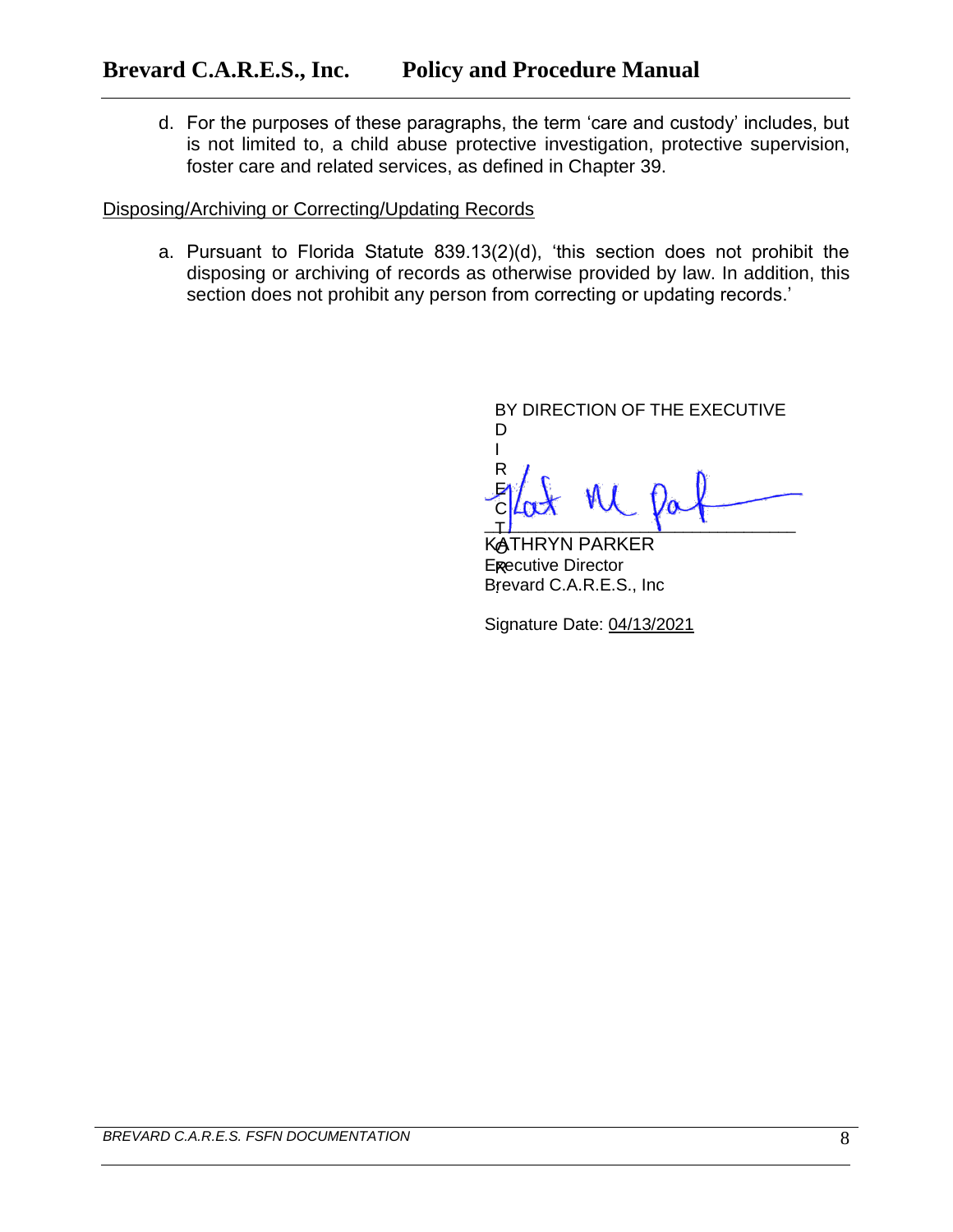d. For the purposes of these paragraphs, the term 'care and custody' includes, but is not limited to, a child abuse protective investigation, protective supervision, foster care and related services, as defined in Chapter 39.

Disposing/Archiving or Correcting/Updating Records

a. Pursuant to Florida Statute 839.13(2)(d), 'this section does not prohibit the disposing or archiving of records as otherwise provided by law. In addition, this section does not prohibit any person from correcting or updating records.'

BY DIRECTION OF THE EXECUTIVE DIRECTOR:

KATHRYN PARKER
Executive Director
Brevard C.A.R.E.S., Inc

Signature Date: 04/13/2021